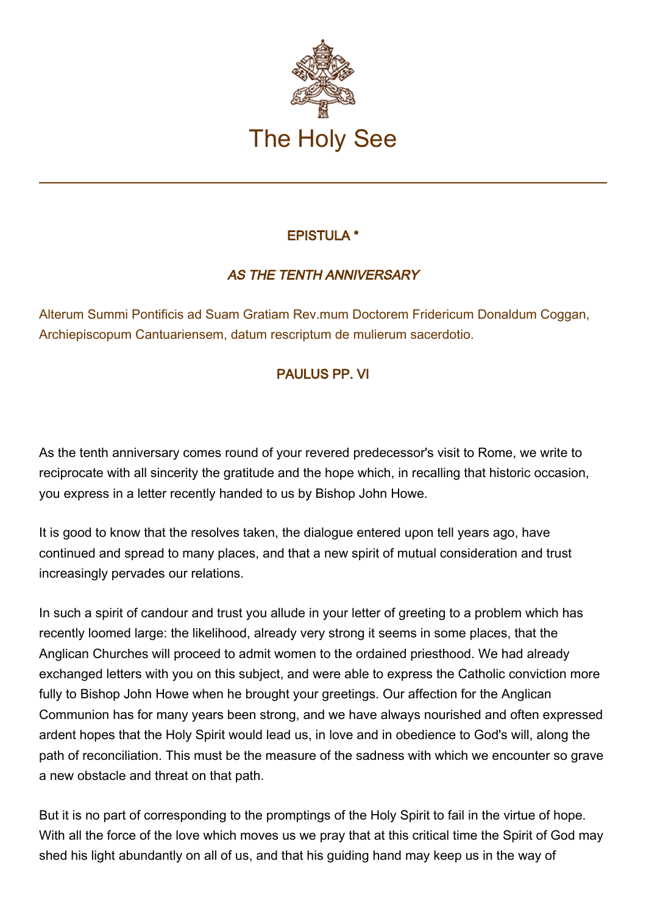# The Holy See

## EPISTULA *

### *AS THE TENTH ANNIVERSARY*

Alterum Summi Pontificis ad Suam Gratiam Rev.mum Doctorem Fridericum Donaldum Coggan, Archiepiscopum Cantuariensem, datum rescriptum de mulierum sacerdotio.

### PAULUS PP. VI

As the tenth anniversary comes round of your revered predecessor's visit to Rome, we write to reciprocate with all sincerity the gratitude and the hope which, in recalling that historic occasion, you express in a letter recently handed to us by Bishop John Howe.

It is good to know that the resolves taken, the dialogue entered upon tell years ago, have continued and spread to many places, and that a new spirit of mutual consideration and trust increasingly pervades our relations.

In such a spirit of candour and trust you allude in your letter of greeting to a problem which has recently loomed large: the likelihood, already very strong it seems in some places, that the Anglican Churches will proceed to admit women to the ordained priesthood. We had already exchanged letters with you on this subject, and were able to express the Catholic conviction more fully to Bishop John Howe when he brought your greetings. Our affection for the Anglican Communion has for many years been strong, and we have always nourished and often expressed ardent hopes that the Holy Spirit would lead us, in love and in obedience to God's will, along the path of reconciliation. This must be the measure of the sadness with which we encounter so grave a new obstacle and threat on that path.

But it is no part of corresponding to the promptings of the Holy Spirit to fail in the virtue of hope. With all the force of the love which moves us we pray that at this critical time the Spirit of God may shed his light abundantly on all of us, and that his guiding hand may keep us in the way of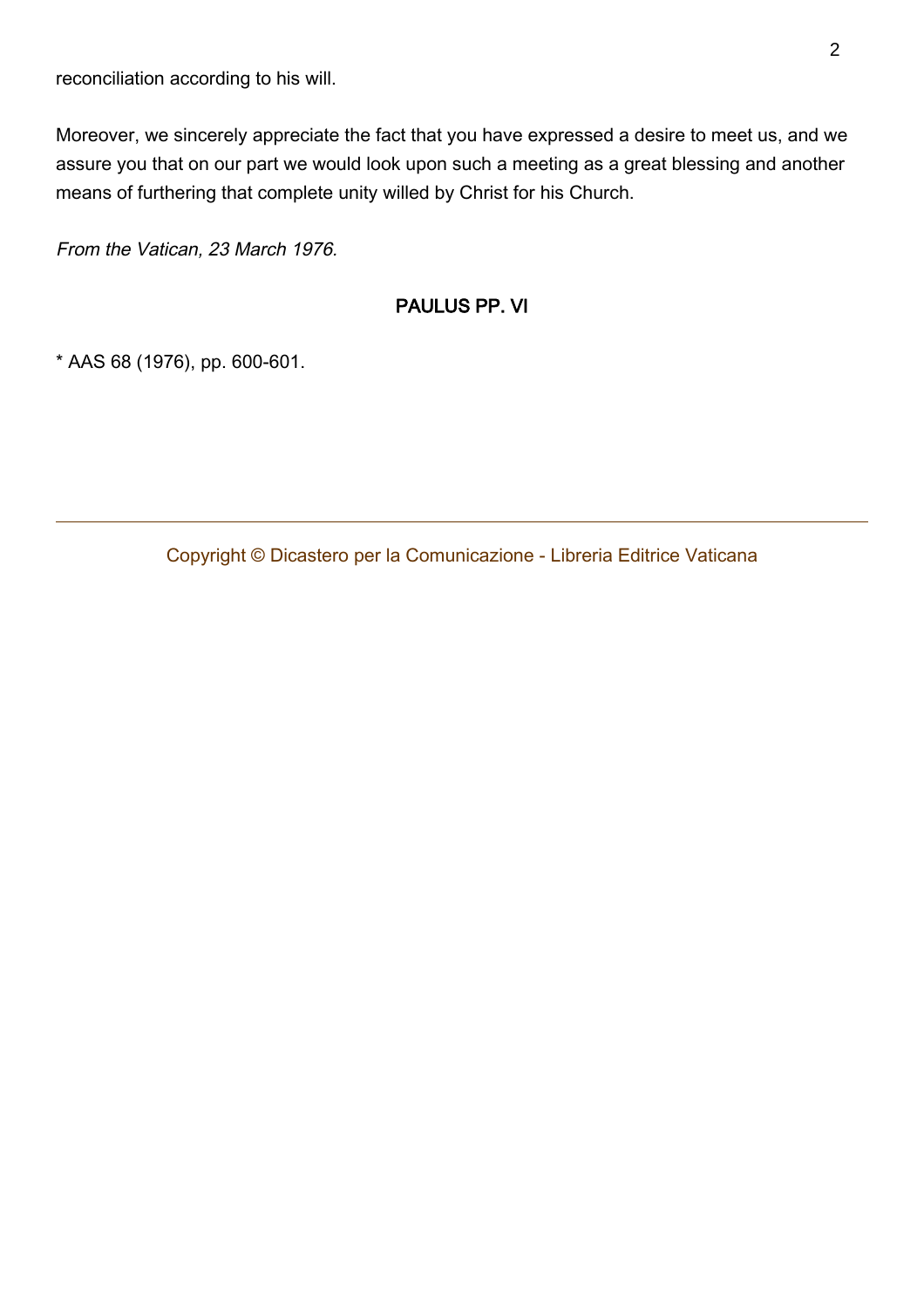reconciliation according to his will.

Moreover, we sincerely appreciate the fact that you have expressed a desire to meet us, and we assure you that on our part we would look upon such a meeting as a great blessing and another means of furthering that complete unity willed by Christ for his Church.

*From the Vatican, 23 March 1976.*

**PAULUS PP. VI**

* AAS 68 (1976), pp. 600-601.

---

Copyright © Dicastero per la Comunicazione - Libreria Editrice Vaticana